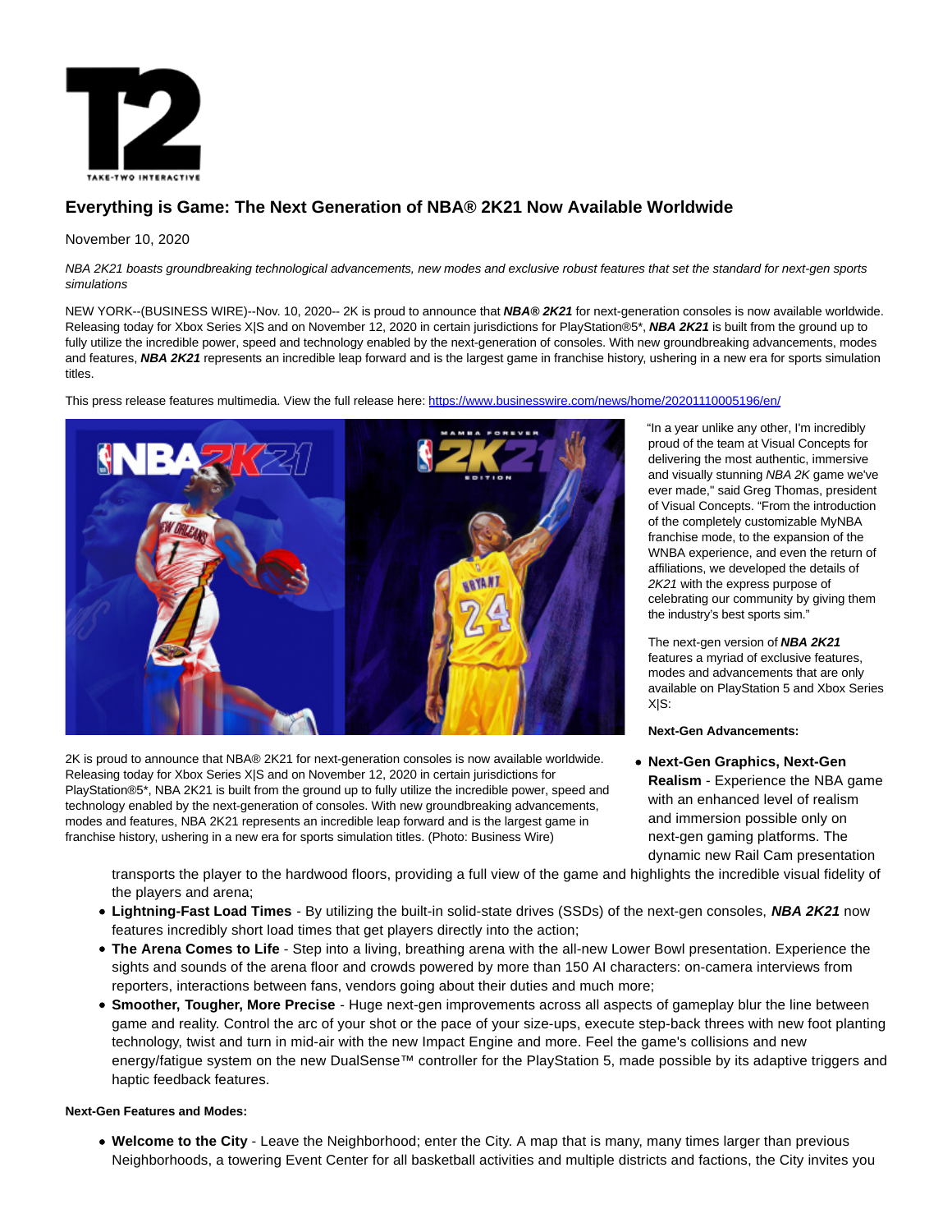# Everything is Game: The Next Generation of NBA® 2K21 Now Available Worldwide

November 10, 2020

*NBA 2K21 boasts groundbreaking technological advancements, new modes and exclusive robust features that set the standard for next-gen sports simulations*

NEW YORK--(BUSINESS WIRE)--Nov. 10, 2020-- 2K is proud to announce that ***NBA® 2K21*** for next-generation consoles is now available worldwide. Releasing today for Xbox Series X|S and on November 12, 2020 in certain jurisdictions for PlayStation®5*, ***NBA 2K21*** is built from the ground up to fully utilize the incredible power, speed and technology enabled by the next-generation of consoles. With new groundbreaking advancements, modes and features, ***NBA 2K21*** represents an incredible leap forward and is the largest game in franchise history, ushering in a new era for sports simulation titles.

This press release features multimedia. View the full release here: https://www.businesswire.com/news/home/20201110005196/en/

2K is proud to announce that NBA® 2K21 for next-generation consoles is now available worldwide. Releasing today for Xbox Series X|S and on November 12, 2020 in certain jurisdictions for PlayStation®5*, NBA 2K21 is built from the ground up to fully utilize the incredible power, speed and technology enabled by the next-generation of consoles. With new groundbreaking advancements, modes and features, NBA 2K21 represents an incredible leap forward and is the largest game in franchise history, ushering in a new era for sports simulation titles. (Photo: Business Wire)

"In a year unlike any other, I'm incredibly proud of the team at Visual Concepts for delivering the most authentic, immersive and visually stunning *NBA 2K* game we've ever made," said Greg Thomas, president of Visual Concepts. "From the introduction of the completely customizable MyNBA franchise mode, to the expansion of the WNBA experience, and even the return of affiliations, we developed the details of *2K21* with the express purpose of celebrating our community by giving them the industry's best sports sim."

The next-gen version of ***NBA 2K21*** features a myriad of exclusive features, modes and advancements that are only available on PlayStation 5 and Xbox Series X|S:

**Next-Gen Advancements:**

- **Next-Gen Graphics, Next-Gen Realism** - Experience the NBA game with an enhanced level of realism and immersion possible only on next-gen gaming platforms. The dynamic new Rail Cam presentation transports the player to the hardwood floors, providing a full view of the game and highlights the incredible visual fidelity of the players and arena;
- **Lightning-Fast Load Times** - By utilizing the built-in solid-state drives (SSDs) of the next-gen consoles, ***NBA 2K21*** now features incredibly short load times that get players directly into the action;
- **The Arena Comes to Life** - Step into a living, breathing arena with the all-new Lower Bowl presentation. Experience the sights and sounds of the arena floor and crowds powered by more than 150 AI characters: on-camera interviews from reporters, interactions between fans, vendors going about their duties and much more;
- **Smoother, Tougher, More Precise** - Huge next-gen improvements across all aspects of gameplay blur the line between game and reality. Control the arc of your shot or the pace of your size-ups, execute step-back threes with new foot planting technology, twist and turn in mid-air with the new Impact Engine and more. Feel the game's collisions and new energy/fatigue system on the new DualSense™ controller for the PlayStation 5, made possible by its adaptive triggers and haptic feedback features.

**Next-Gen Features and Modes:**

- **Welcome to the City** - Leave the Neighborhood; enter the City. A map that is many, many times larger than previous Neighborhoods, a towering Event Center for all basketball activities and multiple districts and factions, the City invites you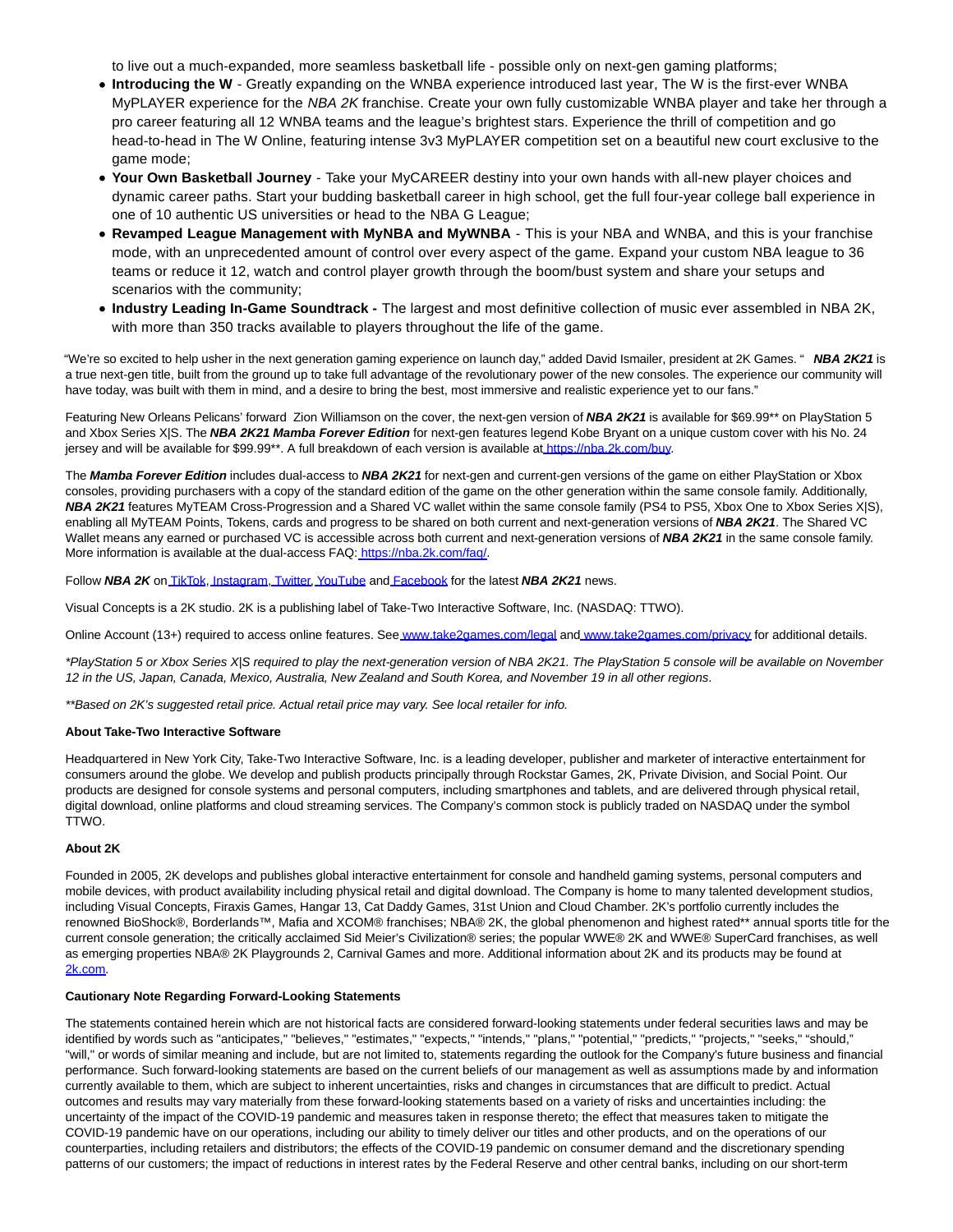to live out a much-expanded, more seamless basketball life - possible only on next-gen gaming platforms;

- **Introducing the W** - Greatly expanding on the WNBA experience introduced last year, The W is the first-ever WNBA MyPLAYER experience for the *NBA 2K* franchise. Create your own fully customizable WNBA player and take her through a pro career featuring all 12 WNBA teams and the league's brightest stars. Experience the thrill of competition and go head-to-head in The W Online, featuring intense 3v3 MyPLAYER competition set on a beautiful new court exclusive to the game mode;
- **Your Own Basketball Journey** - Take your MyCAREER destiny into your own hands with all-new player choices and dynamic career paths. Start your budding basketball career in high school, get the full four-year college ball experience in one of 10 authentic US universities or head to the NBA G League;
- **Revamped League Management with MyNBA and MyWNBA** - This is your NBA and WNBA, and this is your franchise mode, with an unprecedented amount of control over every aspect of the game. Expand your custom NBA league to 36 teams or reduce it 12, watch and control player growth through the boom/bust system and share your setups and scenarios with the community;
- **Industry Leading In-Game Soundtrack -** The largest and most definitive collection of music ever assembled in NBA 2K, with more than 350 tracks available to players throughout the life of the game.

"We're so excited to help usher in the next generation gaming experience on launch day," added David Ismailer, president at 2K Games. " ***NBA 2K21*** is a true next-gen title, built from the ground up to take full advantage of the revolutionary power of the new consoles. The experience our community will have today, was built with them in mind, and a desire to bring the best, most immersive and realistic experience yet to our fans."

Featuring New Orleans Pelicans' forward Zion Williamson on the cover, the next-gen version of ***NBA 2K21*** is available for $69.99** on PlayStation 5 and Xbox Series X|S. The ***NBA 2K21 Mamba Forever Edition*** for next-gen features legend Kobe Bryant on a unique custom cover with his No. 24 jersey and will be available for $99.99**. A full breakdown of each version is available at https://nba.2k.com/buy.

The ***Mamba Forever Edition*** includes dual-access to ***NBA 2K21*** for next-gen and current-gen versions of the game on either PlayStation or Xbox consoles, providing purchasers with a copy of the standard edition of the game on the other generation within the same console family. Additionally, ***NBA 2K21*** features MyTEAM Cross-Progression and a Shared VC wallet within the same console family (PS4 to PS5, Xbox One to Xbox Series X|S), enabling all MyTEAM Points, Tokens, cards and progress to be shared on both current and next-generation versions of ***NBA 2K21***. The Shared VC Wallet means any earned or purchased VC is accessible across both current and next-generation versions of ***NBA 2K21*** in the same console family. More information is available at the dual-access FAQ: https://nba.2k.com/faq/.

Follow ***NBA 2K*** on TikTok, Instagram, Twitter, YouTube and Facebook for the latest ***NBA 2K21*** news.

Visual Concepts is a 2K studio. 2K is a publishing label of Take-Two Interactive Software, Inc. (NASDAQ: TTWO).

Online Account (13+) required to access online features. See www.take2games.com/legal and www.take2games.com/privacy for additional details.

*\*PlayStation 5 or Xbox Series X|S required to play the next-generation version of NBA 2K21. The PlayStation 5 console will be available on November 12 in the US, Japan, Canada, Mexico, Australia, New Zealand and South Korea, and November 19 in all other regions*.

*\*\*Based on 2K's suggested retail price. Actual retail price may vary. See local retailer for info.*

**About Take-Two Interactive Software**

Headquartered in New York City, Take-Two Interactive Software, Inc. is a leading developer, publisher and marketer of interactive entertainment for consumers around the globe. We develop and publish products principally through Rockstar Games, 2K, Private Division, and Social Point. Our products are designed for console systems and personal computers, including smartphones and tablets, and are delivered through physical retail, digital download, online platforms and cloud streaming services. The Company's common stock is publicly traded on NASDAQ under the symbol TTWO.

**About 2K**

Founded in 2005, 2K develops and publishes global interactive entertainment for console and handheld gaming systems, personal computers and mobile devices, with product availability including physical retail and digital download. The Company is home to many talented development studios, including Visual Concepts, Firaxis Games, Hangar 13, Cat Daddy Games, 31st Union and Cloud Chamber. 2K's portfolio currently includes the renowned BioShock®, Borderlands™, Mafia and XCOM® franchises; NBA® 2K, the global phenomenon and highest rated** annual sports title for the current console generation; the critically acclaimed Sid Meier's Civilization® series; the popular WWE® 2K and WWE® SuperCard franchises, as well as emerging properties NBA® 2K Playgrounds 2, Carnival Games and more. Additional information about 2K and its products may be found at 2k.com.

**Cautionary Note Regarding Forward-Looking Statements**

The statements contained herein which are not historical facts are considered forward-looking statements under federal securities laws and may be identified by words such as "anticipates," "believes," "estimates," "expects," "intends," "plans," "potential," "predicts," "projects," "seeks," "should," "will," or words of similar meaning and include, but are not limited to, statements regarding the outlook for the Company's future business and financial performance. Such forward-looking statements are based on the current beliefs of our management as well as assumptions made by and information currently available to them, which are subject to inherent uncertainties, risks and changes in circumstances that are difficult to predict. Actual outcomes and results may vary materially from these forward-looking statements based on a variety of risks and uncertainties including: the uncertainty of the impact of the COVID-19 pandemic and measures taken in response thereto; the effect that measures taken to mitigate the COVID-19 pandemic have on our operations, including our ability to timely deliver our titles and other products, and on the operations of our counterparties, including retailers and distributors; the effects of the COVID-19 pandemic on consumer demand and the discretionary spending patterns of our customers; the impact of reductions in interest rates by the Federal Reserve and other central banks, including on our short-term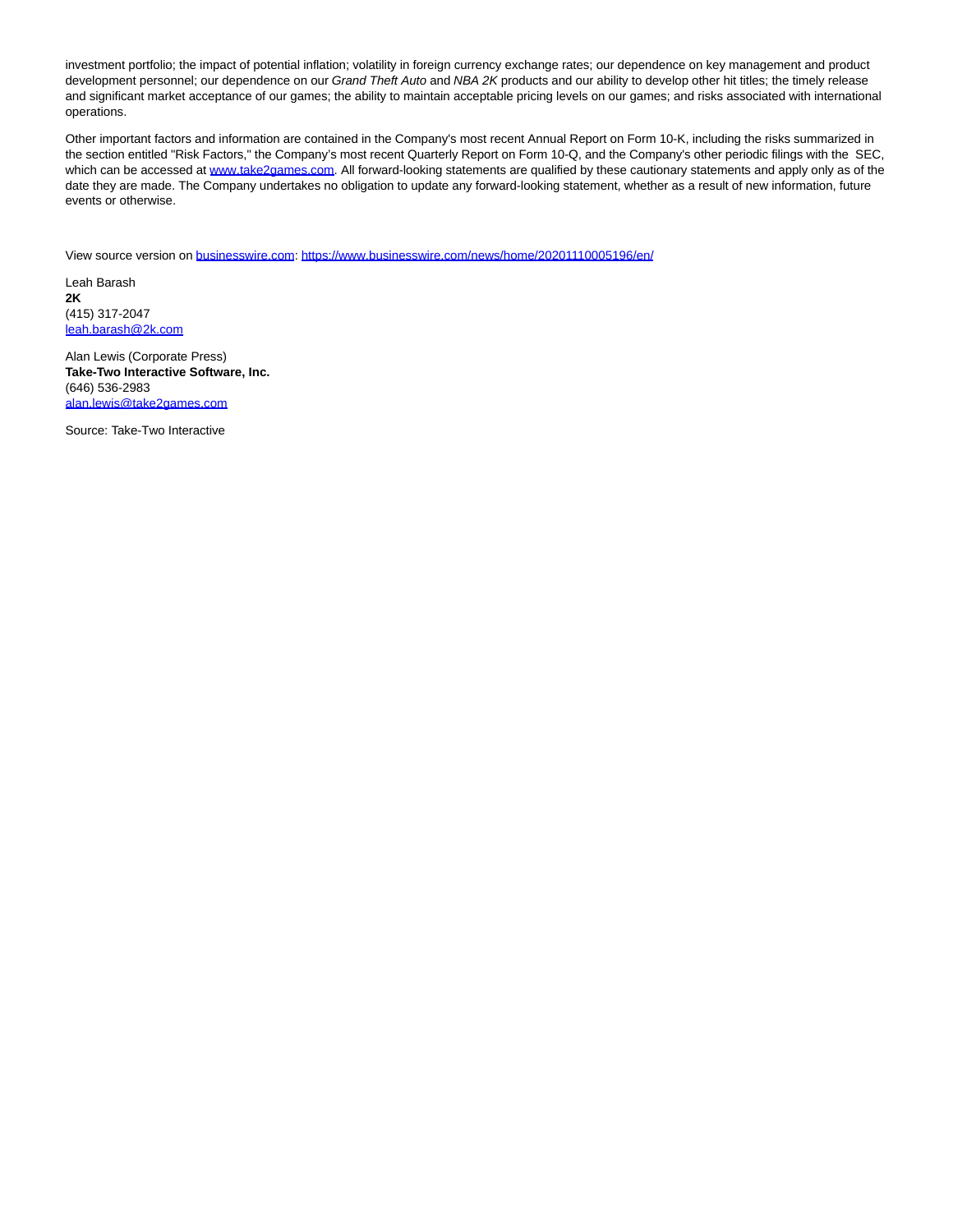investment portfolio; the impact of potential inflation; volatility in foreign currency exchange rates; our dependence on key management and product development personnel; our dependence on our *Grand Theft Auto* and *NBA 2K* products and our ability to develop other hit titles; the timely release and significant market acceptance of our games; the ability to maintain acceptable pricing levels on our games; and risks associated with international operations.

Other important factors and information are contained in the Company's most recent Annual Report on Form 10-K, including the risks summarized in the section entitled "Risk Factors," the Company's most recent Quarterly Report on Form 10-Q, and the Company's other periodic filings with the SEC, which can be accessed at www.take2games.com. All forward-looking statements are qualified by these cautionary statements and apply only as of the date they are made. The Company undertakes no obligation to update any forward-looking statement, whether as a result of new information, future events or otherwise.

View source version on businesswire.com: https://www.businesswire.com/news/home/20201110005196/en/

Leah Barash
**2K**
(415) 317-2047
leah.barash@2k.com

Alan Lewis (Corporate Press)
**Take-Two Interactive Software, Inc.**
(646) 536-2983
alan.lewis@take2games.com

Source: Take-Two Interactive